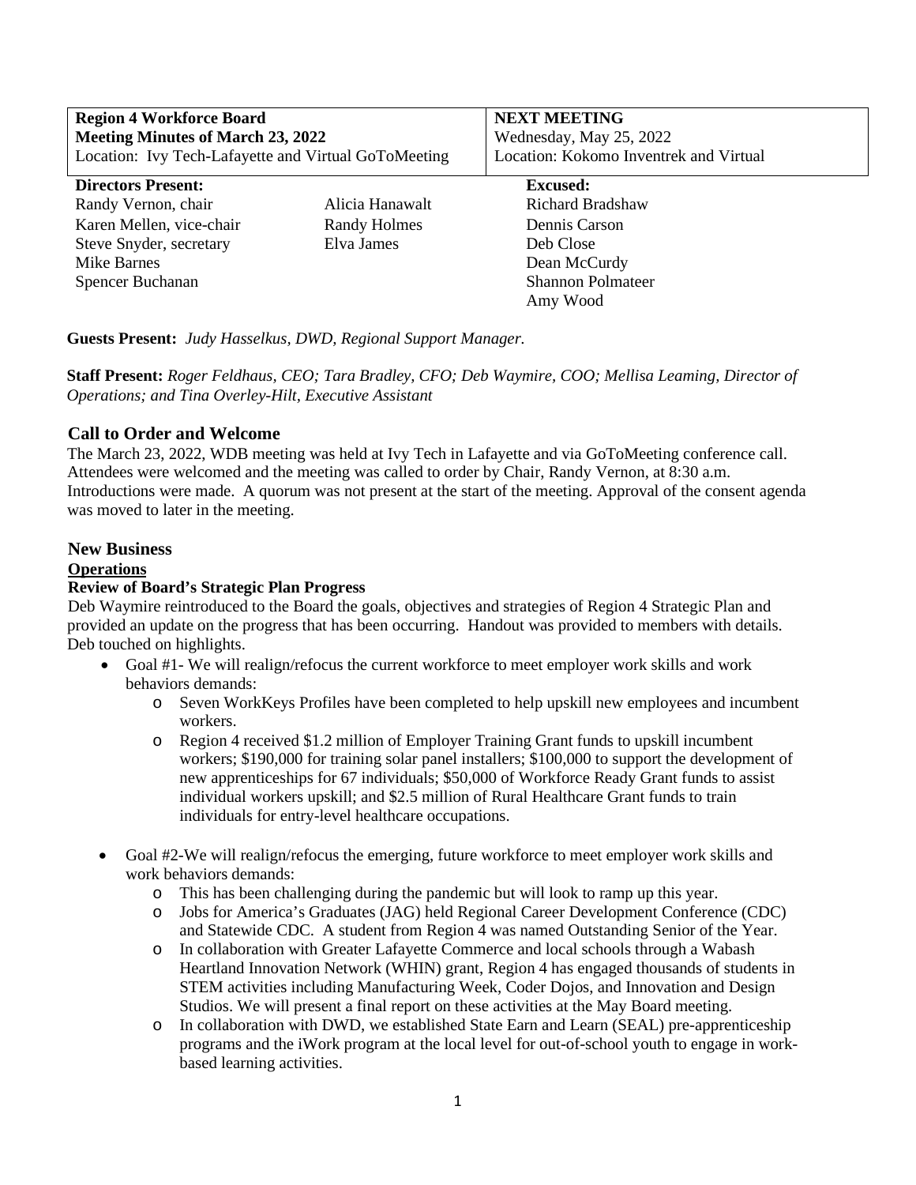| **Region 4 Workforce Board** | **NEXT MEETING** |
| --- | --- |
| **Meeting Minutes of March 23, 2022** | Wednesday, May 25, 2022 |
| Location: Ivy Tech-Lafayette and Virtual GoToMeeting | Location: Kokomo Inventrek and Virtual |

| **Directors Present:** | | **Excused:** |
| --- | --- | --- |
| Randy Vernon, chair | Alicia Hanawalt | Richard Bradshaw |
| Karen Mellen, vice-chair | Randy Holmes | Dennis Carson |
| Steve Snyder, secretary | Elva James | Deb Close |
| Mike Barnes | | Dean McCurdy |
| Spencer Buchanan | | Shannon Polmateer |
| | | Amy Wood |

**Guests Present:** *Judy Hasselkus, DWD, Regional Support Manager.*

**Staff Present:** *Roger Feldhaus, CEO; Tara Bradley, CFO; Deb Waymire, COO; Mellisa Leaming, Director of Operations; and Tina Overley-Hilt, Executive Assistant*

## Call to Order and Welcome

The March 23, 2022, WDB meeting was held at Ivy Tech in Lafayette and via GoToMeeting conference call. Attendees were welcomed and the meeting was called to order by Chair, Randy Vernon, at 8:30 a.m. Introductions were made. A quorum was not present at the start of the meeting. Approval of the consent agenda was moved to later in the meeting.

## New Business

### Operations

#### Review of Board's Strategic Plan Progress

Deb Waymire reintroduced to the Board the goals, objectives and strategies of Region 4 Strategic Plan and provided an update on the progress that has been occurring. Handout was provided to members with details. Deb touched on highlights.

- Goal #1- We will realign/refocus the current workforce to meet employer work skills and work behaviors demands:
  - Seven WorkKeys Profiles have been completed to help upskill new employees and incumbent workers.
  - Region 4 received $1.2 million of Employer Training Grant funds to upskill incumbent workers; $190,000 for training solar panel installers; $100,000 to support the development of new apprenticeships for 67 individuals; $50,000 of Workforce Ready Grant funds to assist individual workers upskill; and $2.5 million of Rural Healthcare Grant funds to train individuals for entry-level healthcare occupations.

- Goal #2-We will realign/refocus the emerging, future workforce to meet employer work skills and work behaviors demands:
  - This has been challenging during the pandemic but will look to ramp up this year.
  - Jobs for America's Graduates (JAG) held Regional Career Development Conference (CDC) and Statewide CDC. A student from Region 4 was named Outstanding Senior of the Year.
  - In collaboration with Greater Lafayette Commerce and local schools through a Wabash Heartland Innovation Network (WHIN) grant, Region 4 has engaged thousands of students in STEM activities including Manufacturing Week, Coder Dojos, and Innovation and Design Studios. We will present a final report on these activities at the May Board meeting.
  - In collaboration with DWD, we established State Earn and Learn (SEAL) pre-apprenticeship programs and the iWork program at the local level for out-of-school youth to engage in work-based learning activities.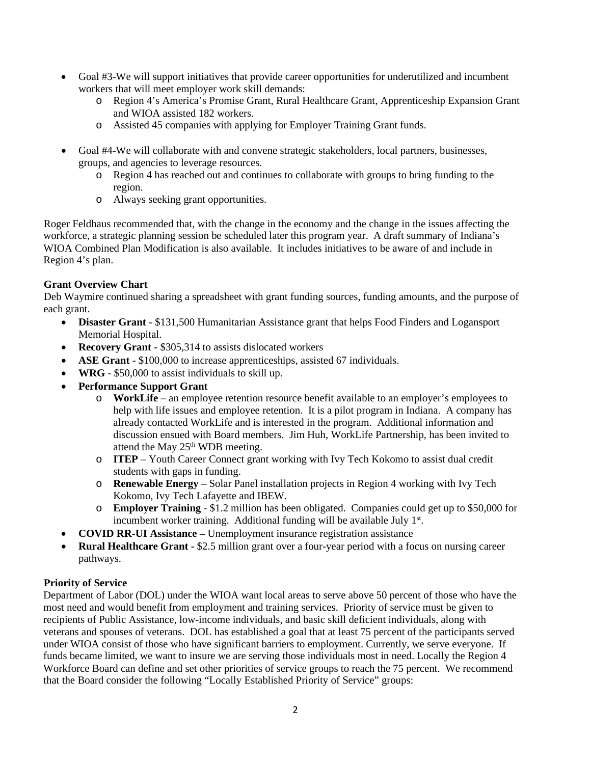- Goal #3-We will support initiatives that provide career opportunities for underutilized and incumbent workers that will meet employer work skill demands:
  - Region 4's America's Promise Grant, Rural Healthcare Grant, Apprenticeship Expansion Grant and WIOA assisted 182 workers.
  - Assisted 45 companies with applying for Employer Training Grant funds.

- Goal #4-We will collaborate with and convene strategic stakeholders, local partners, businesses, groups, and agencies to leverage resources.
  - Region 4 has reached out and continues to collaborate with groups to bring funding to the region.
  - Always seeking grant opportunities.

Roger Feldhaus recommended that, with the change in the economy and the change in the issues affecting the workforce, a strategic planning session be scheduled later this program year. A draft summary of Indiana's WIOA Combined Plan Modification is also available. It includes initiatives to be aware of and include in Region 4's plan.

**Grant Overview Chart**

Deb Waymire continued sharing a spreadsheet with grant funding sources, funding amounts, and the purpose of each grant.

- **Disaster Grant** - $131,500 Humanitarian Assistance grant that helps Food Finders and Logansport Memorial Hospital.
- **Recovery Grant** - $305,314 to assists dislocated workers
- **ASE Grant** - $100,000 to increase apprenticeships, assisted 67 individuals.
- **WRG** - $50,000 to assist individuals to skill up.
- **Performance Support Grant**
  - **WorkLife** – an employee retention resource benefit available to an employer's employees to help with life issues and employee retention. It is a pilot program in Indiana. A company has already contacted WorkLife and is interested in the program. Additional information and discussion ensued with Board members. Jim Huh, WorkLife Partnership, has been invited to attend the May 25th WDB meeting.
  - **ITEP** – Youth Career Connect grant working with Ivy Tech Kokomo to assist dual credit students with gaps in funding.
  - **Renewable Energy** – Solar Panel installation projects in Region 4 working with Ivy Tech Kokomo, Ivy Tech Lafayette and IBEW.
  - **Employer Training** - $1.2 million has been obligated. Companies could get up to $50,000 for incumbent worker training. Additional funding will be available July 1st.
- **COVID RR-UI Assistance –** Unemployment insurance registration assistance
- **Rural Healthcare Grant** - $2.5 million grant over a four-year period with a focus on nursing career pathways.

**Priority of Service**

Department of Labor (DOL) under the WIOA want local areas to serve above 50 percent of those who have the most need and would benefit from employment and training services. Priority of service must be given to recipients of Public Assistance, low-income individuals, and basic skill deficient individuals, along with veterans and spouses of veterans. DOL has established a goal that at least 75 percent of the participants served under WIOA consist of those who have significant barriers to employment. Currently, we serve everyone. If funds became limited, we want to insure we are serving those individuals most in need. Locally the Region 4 Workforce Board can define and set other priorities of service groups to reach the 75 percent. We recommend that the Board consider the following "Locally Established Priority of Service" groups: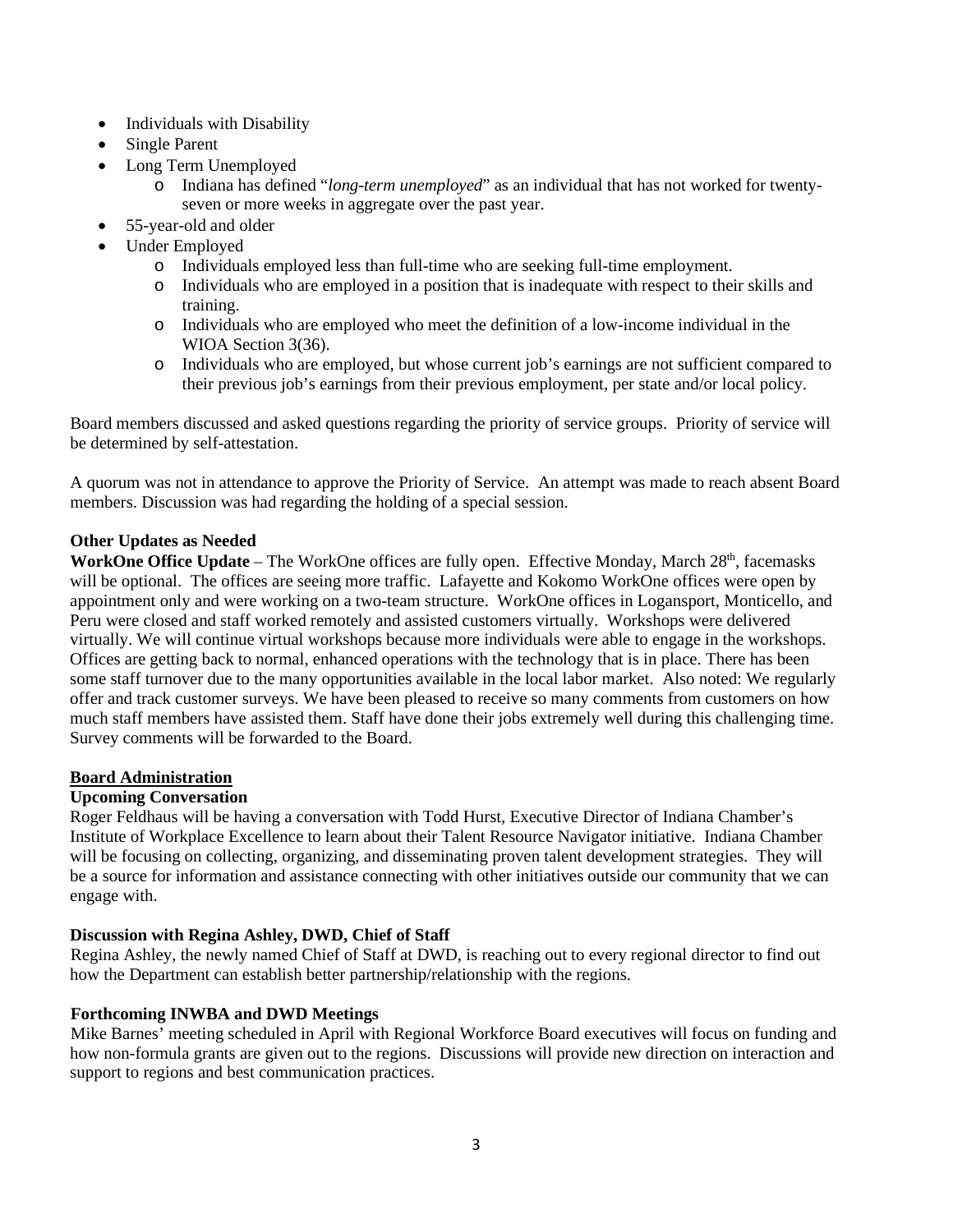- Individuals with Disability
- Single Parent
- Long Term Unemployed
  - Indiana has defined "*long-term unemployed*" as an individual that has not worked for twenty-seven or more weeks in aggregate over the past year.
- 55-year-old and older
- Under Employed
  - Individuals employed less than full-time who are seeking full-time employment.
  - Individuals who are employed in a position that is inadequate with respect to their skills and training.
  - Individuals who are employed who meet the definition of a low-income individual in the WIOA Section 3(36).
  - Individuals who are employed, but whose current job's earnings are not sufficient compared to their previous job's earnings from their previous employment, per state and/or local policy.

Board members discussed and asked questions regarding the priority of service groups. Priority of service will be determined by self-attestation.

A quorum was not in attendance to approve the Priority of Service. An attempt was made to reach absent Board members. Discussion was had regarding the holding of a special session.

**Other Updates as Needed**

**WorkOne Office Update** – The WorkOne offices are fully open. Effective Monday, March 28th, facemasks will be optional. The offices are seeing more traffic. Lafayette and Kokomo WorkOne offices were open by appointment only and were working on a two-team structure. WorkOne offices in Logansport, Monticello, and Peru were closed and staff worked remotely and assisted customers virtually. Workshops were delivered virtually. We will continue virtual workshops because more individuals were able to engage in the workshops. Offices are getting back to normal, enhanced operations with the technology that is in place. There has been some staff turnover due to the many opportunities available in the local labor market. Also noted: We regularly offer and track customer surveys. We have been pleased to receive so many comments from customers on how much staff members have assisted them. Staff have done their jobs extremely well during this challenging time. Survey comments will be forwarded to the Board.

## <u>Board Administration</u>

**Upcoming Conversation**

Roger Feldhaus will be having a conversation with Todd Hurst, Executive Director of Indiana Chamber's Institute of Workplace Excellence to learn about their Talent Resource Navigator initiative. Indiana Chamber will be focusing on collecting, organizing, and disseminating proven talent development strategies. They will be a source for information and assistance connecting with other initiatives outside our community that we can engage with.

**Discussion with Regina Ashley, DWD, Chief of Staff**

Regina Ashley, the newly named Chief of Staff at DWD, is reaching out to every regional director to find out how the Department can establish better partnership/relationship with the regions.

**Forthcoming INWBA and DWD Meetings**

Mike Barnes' meeting scheduled in April with Regional Workforce Board executives will focus on funding and how non-formula grants are given out to the regions. Discussions will provide new direction on interaction and support to regions and best communication practices.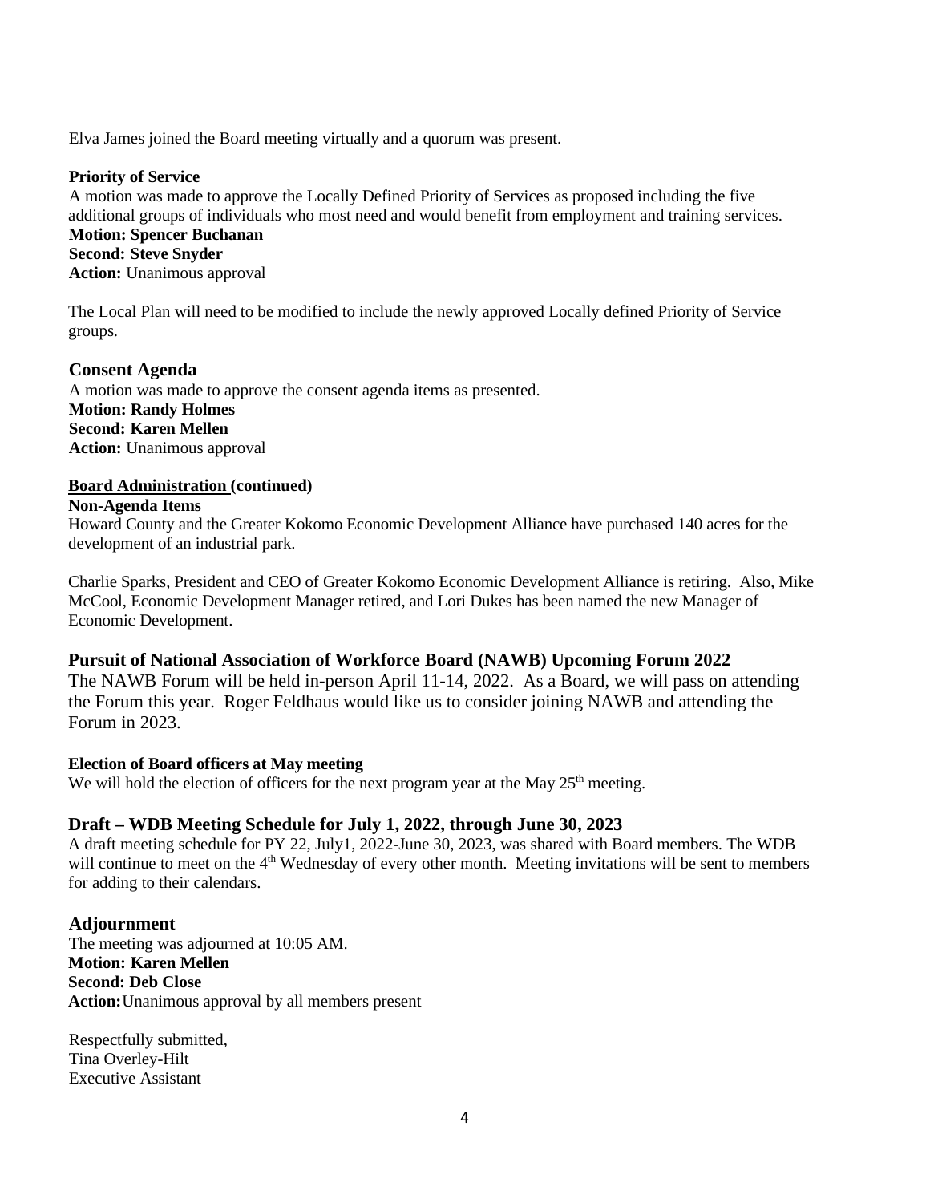Elva James joined the Board meeting virtually and a quorum was present.

**Priority of Service**

A motion was made to approve the Locally Defined Priority of Services as proposed including the five additional groups of individuals who most need and would benefit from employment and training services.

**Motion: Spencer Buchanan**
**Second: Steve Snyder**
**Action:** Unanimous approval

The Local Plan will need to be modified to include the newly approved Locally defined Priority of Service groups.

### Consent Agenda

A motion was made to approve the consent agenda items as presented.

**Motion: Randy Holmes**
**Second: Karen Mellen**
**Action:** Unanimous approval

**Board Administration (continued)**

**Non-Agenda Items**

Howard County and the Greater Kokomo Economic Development Alliance have purchased 140 acres for the development of an industrial park.

Charlie Sparks, President and CEO of Greater Kokomo Economic Development Alliance is retiring. Also, Mike McCool, Economic Development Manager retired, and Lori Dukes has been named the new Manager of Economic Development.

### Pursuit of National Association of Workforce Board (NAWB) Upcoming Forum 2022

The NAWB Forum will be held in-person April 11-14, 2022. As a Board, we will pass on attending the Forum this year. Roger Feldhaus would like us to consider joining NAWB and attending the Forum in 2023.

**Election of Board officers at May meeting**

We will hold the election of officers for the next program year at the May 25th meeting.

### Draft – WDB Meeting Schedule for July 1, 2022, through June 30, 2023

A draft meeting schedule for PY 22, July1, 2022-June 30, 2023, was shared with Board members. The WDB will continue to meet on the 4th Wednesday of every other month. Meeting invitations will be sent to members for adding to their calendars.

### Adjournment

The meeting was adjourned at 10:05 AM.

**Motion: Karen Mellen**
**Second: Deb Close**
**Action:** Unanimous approval by all members present

Respectfully submitted,
Tina Overley-Hilt
Executive Assistant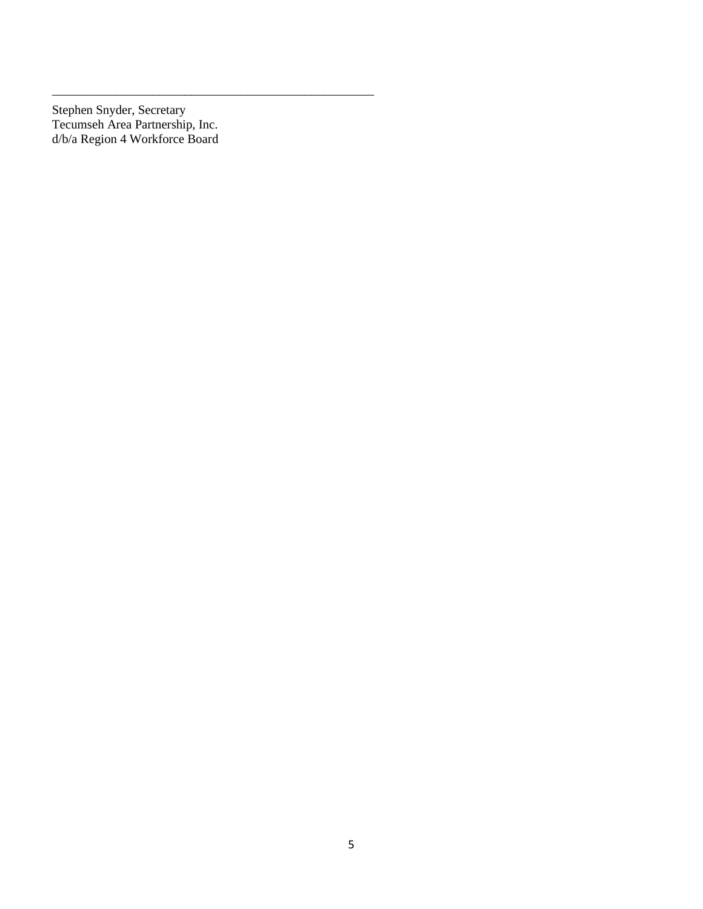\_\_\_\_\_\_\_\_\_\_\_\_\_\_\_\_\_\_\_\_\_\_\_\_\_\_\_\_\_\_\_\_\_\_\_\_\_\_\_\_\_\_\_\_\_\_\_\_\_\_

Stephen Snyder, Secretary  
Tecumseh Area Partnership, Inc.  
d/b/a Region 4 Workforce Board